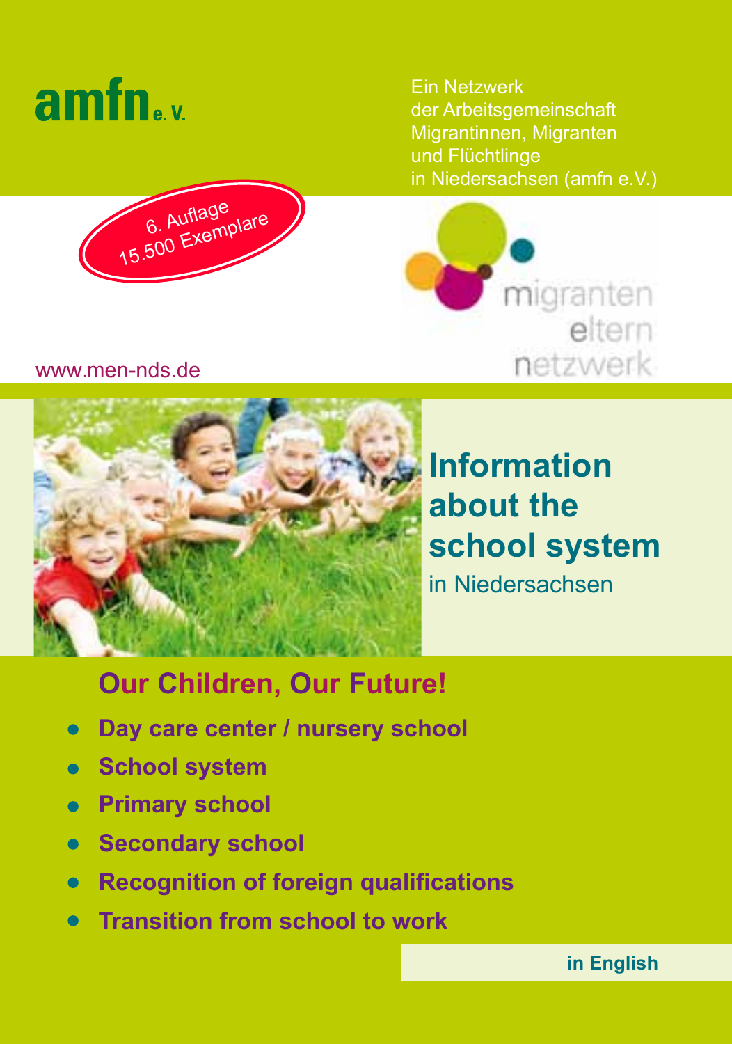amfn e. V.

Ein Netzwerk der Arbeitsgemeinschaft Migrantinnen, Migranten und Flüchtlinge in Niedersachsen (amfn e.V.)

6. Auflage
15.500 Exemplare

migranten eltern netzwerk

www.men-nds.de

# Information about the school system

in Niedersachsen

## Our Children, Our Future!

- **Day care center / nursery school**
- **School system**
- **Primary school**
- **Secondary school**
- **Recognition of foreign qualifications**
- **Transition from school to work**

**in English**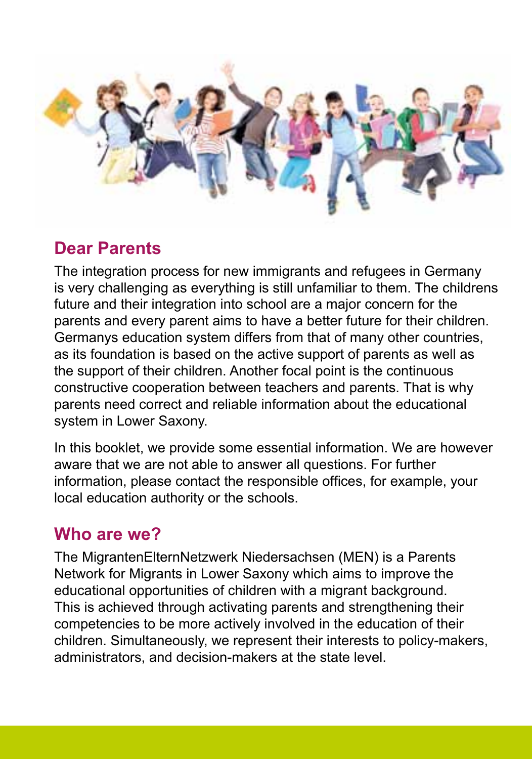## Dear Parents

The integration process for new immigrants and refugees in Germany is very challenging as everything is still unfamiliar to them. The childrens future and their integration into school are a major concern for the parents and every parent aims to have a better future for their children. Germanys education system differs from that of many other countries, as its foundation is based on the active support of parents as well as the support of their children. Another focal point is the continuous constructive cooperation between teachers and parents. That is why parents need correct and reliable information about the educational system in Lower Saxony.

In this booklet, we provide some essential information. We are however aware that we are not able to answer all questions. For further information, please contact the responsible offices, for example, your local education authority or the schools.

## Who are we?

The MigrantenElternNetzwerk Niedersachsen (MEN) is a Parents Network for Migrants in Lower Saxony which aims to improve the educational opportunities of children with a migrant background. This is achieved through activating parents and strengthening their competencies to be more actively involved in the education of their children. Simultaneously, we represent their interests to policy-makers, administrators, and decision-makers at the state level.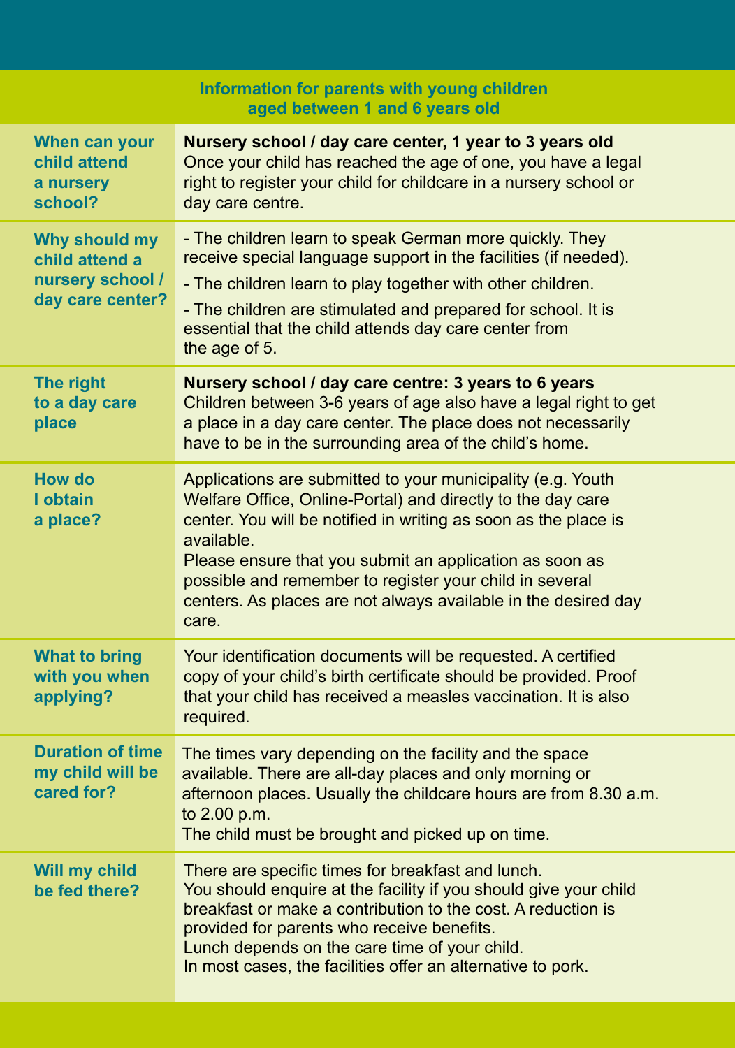## Information for parents with young children aged between 1 and 6 years old

| | |
|---|---|
| **When can your child attend a nursery school?** | **Nursery school / day care center, 1 year to 3 years old**<br>Once your child has reached the age of one, you have a legal right to register your child for childcare in a nursery school or day care centre. |
| **Why should my child attend a nursery school / day care center?** | - The children learn to speak German more quickly. They receive special language support in the facilities (if needed).<br>- The children learn to play together with other children.<br>- The children are stimulated and prepared for school. It is essential that the child attends day care center from the age of 5. |
| **The right to a day care place** | **Nursery school / day care centre: 3 years to 6 years**<br>Children between 3-6 years of age also have a legal right to get a place in a day care center. The place does not necessarily have to be in the surrounding area of the child's home. |
| **How do I obtain a place?** | Applications are submitted to your municipality (e.g. Youth Welfare Office, Online-Portal) and directly to the day care center. You will be notified in writing as soon as the place is available.<br>Please ensure that you submit an application as soon as possible and remember to register your child in several centers. As places are not always available in the desired day care. |
| **What to bring with you when applying?** | Your identification documents will be requested. A certified copy of your child's birth certificate should be provided. Proof that your child has received a measles vaccination. It is also required. |
| **Duration of time my child will be cared for?** | The times vary depending on the facility and the space available. There are all-day places and only morning or afternoon places. Usually the childcare hours are from 8.30 a.m. to 2.00 p.m.<br>The child must be brought and picked up on time. |
| **Will my child be fed there?** | There are specific times for breakfast and lunch.<br>You should enquire at the facility if you should give your child breakfast or make a contribution to the cost. A reduction is provided for parents who receive benefits.<br>Lunch depends on the care time of your child.<br>In most cases, the facilities offer an alternative to pork. |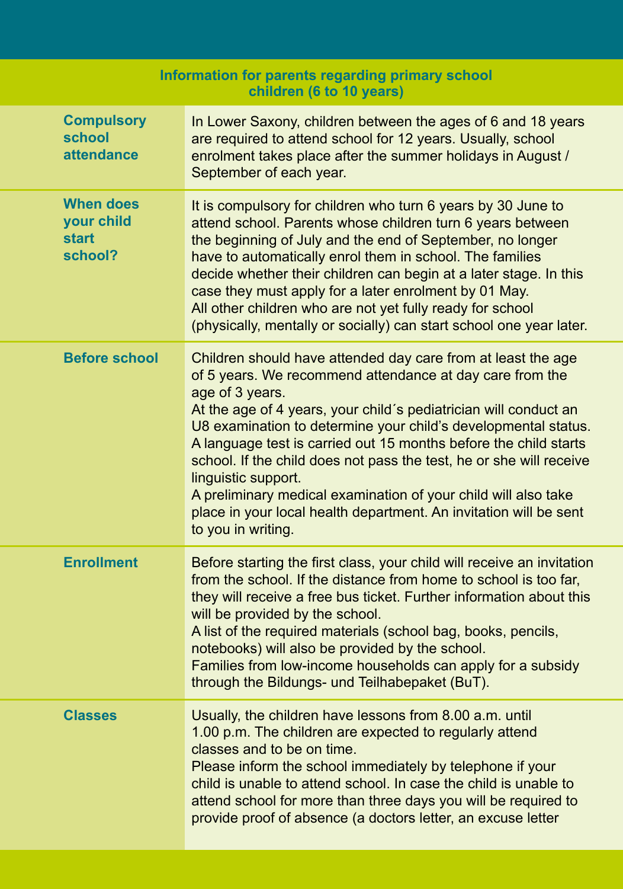## Information for parents regarding primary school children (6 to 10 years)

| | |
|---|---|
| **Compulsory school attendance** | In Lower Saxony, children between the ages of 6 and 18 years are required to attend school for 12 years. Usually, school enrolment takes place after the summer holidays in August / September of each year. |
| **When does your child start school?** | It is compulsory for children who turn 6 years by 30 June to attend school. Parents whose children turn 6 years between the beginning of July and the end of September, no longer have to automatically enrol them in school. The families decide whether their children can begin at a later stage. In this case they must apply for a later enrolment by 01 May.<br>All other children who are not yet fully ready for school (physically, mentally or socially) can start school one year later. |
| **Before school** | Children should have attended day care from at least the age of 5 years. We recommend attendance at day care from the age of 3 years.<br>At the age of 4 years, your child´s pediatrician will conduct an U8 examination to determine your child's developmental status.<br>A language test is carried out 15 months before the child starts school. If the child does not pass the test, he or she will receive linguistic support.<br>A preliminary medical examination of your child will also take place in your local health department. An invitation will be sent to you in writing. |
| **Enrollment** | Before starting the first class, your child will receive an invitation from the school. If the distance from home to school is too far, they will receive a free bus ticket. Further information about this will be provided by the school.<br>A list of the required materials (school bag, books, pencils, notebooks) will also be provided by the school.<br>Families from low-income households can apply for a subsidy through the Bildungs- und Teilhabepaket (BuT). |
| **Classes** | Usually, the children have lessons from 8.00 a.m. until 1.00 p.m. The children are expected to regularly attend classes and to be on time.<br>Please inform the school immediately by telephone if your child is unable to attend school. In case the child is unable to attend school for more than three days you will be required to provide proof of absence (a doctors letter, an excuse letter |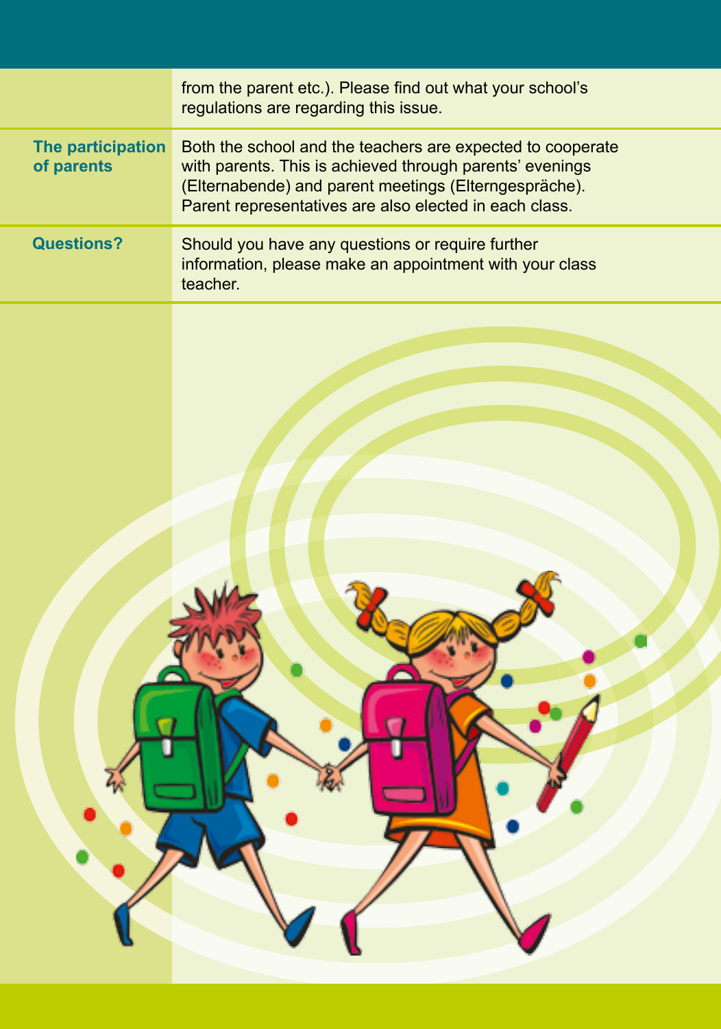| | |
|---|---|
| | from the parent etc.). Please find out what your school's regulations are regarding this issue. |
| **The participation of parents** | Both the school and the teachers are expected to cooperate with parents. This is achieved through parents' evenings (Elternabende) and parent meetings (Elterngespräche). Parent representatives are also elected in each class. |
| **Questions?** | Should you have any questions or require further information, please make an appointment with your class teacher. |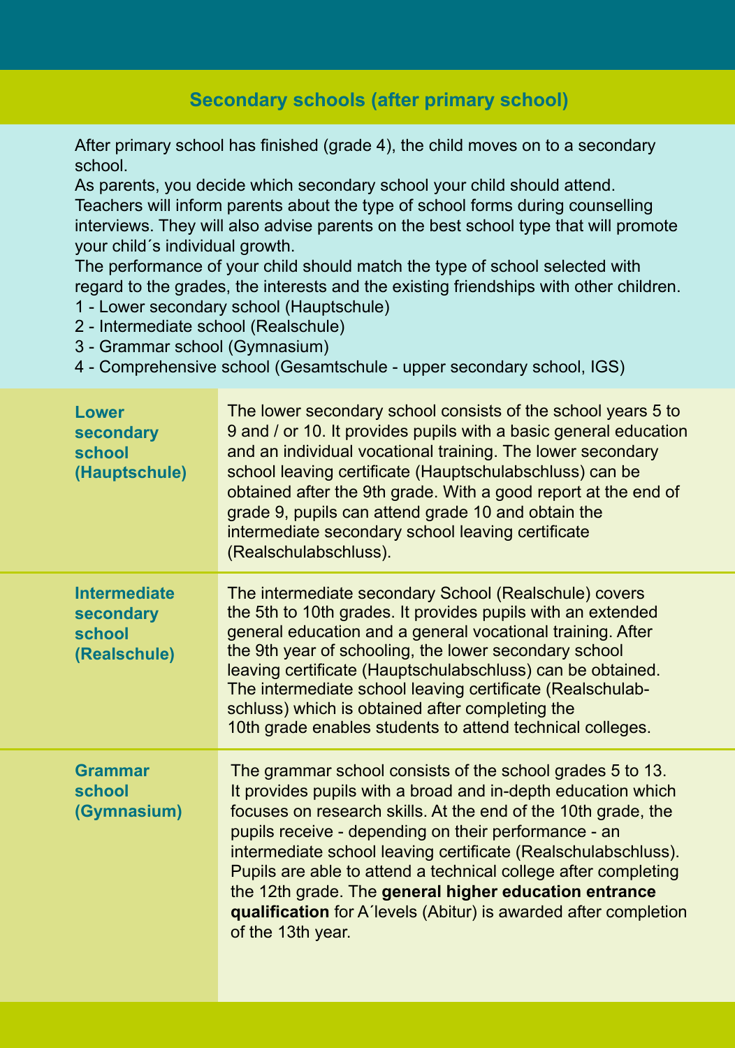## Secondary schools (after primary school)

After primary school has finished (grade 4), the child moves on to a secondary school.
As parents, you decide which secondary school your child should attend. Teachers will inform parents about the type of school forms during counselling interviews. They will also advise parents on the best school type that will promote your child´s individual growth.
The performance of your child should match the type of school selected with regard to the grades, the interests and the existing friendships with other children.

1 - Lower secondary school (Hauptschule)
2 - Intermediate school (Realschule)
3 - Grammar school (Gymnasium)
4 - Comprehensive school (Gesamtschule - upper secondary school, IGS)

| | |
|---|---|
| **Lower secondary school (Hauptschule)** | The lower secondary school consists of the school years 5 to 9 and / or 10. It provides pupils with a basic general education and an individual vocational training. The lower secondary school leaving certificate (Hauptschulabschluss) can be obtained after the 9th grade. With a good report at the end of grade 9, pupils can attend grade 10 and obtain the intermediate secondary school leaving certificate (Realschulabschluss). |
| **Intermediate secondary school (Realschule)** | The intermediate secondary School (Realschule) covers the 5th to 10th grades. It provides pupils with an extended general education and a general vocational training. After the 9th year of schooling, the lower secondary school leaving certificate (Hauptschulabschluss) can be obtained. The intermediate school leaving certificate (Realschulabschluss) which is obtained after completing the 10th grade enables students to attend technical colleges. |
| **Grammar school (Gymnasium)** | The grammar school consists of the school grades 5 to 13. It provides pupils with a broad and in-depth education which focuses on research skills. At the end of the 10th grade, the pupils receive - depending on their performance - an intermediate school leaving certificate (Realschulabschluss). Pupils are able to attend a technical college after completing the 12th grade. The **general higher education entrance qualification** for A´levels (Abitur) is awarded after completion of the 13th year. |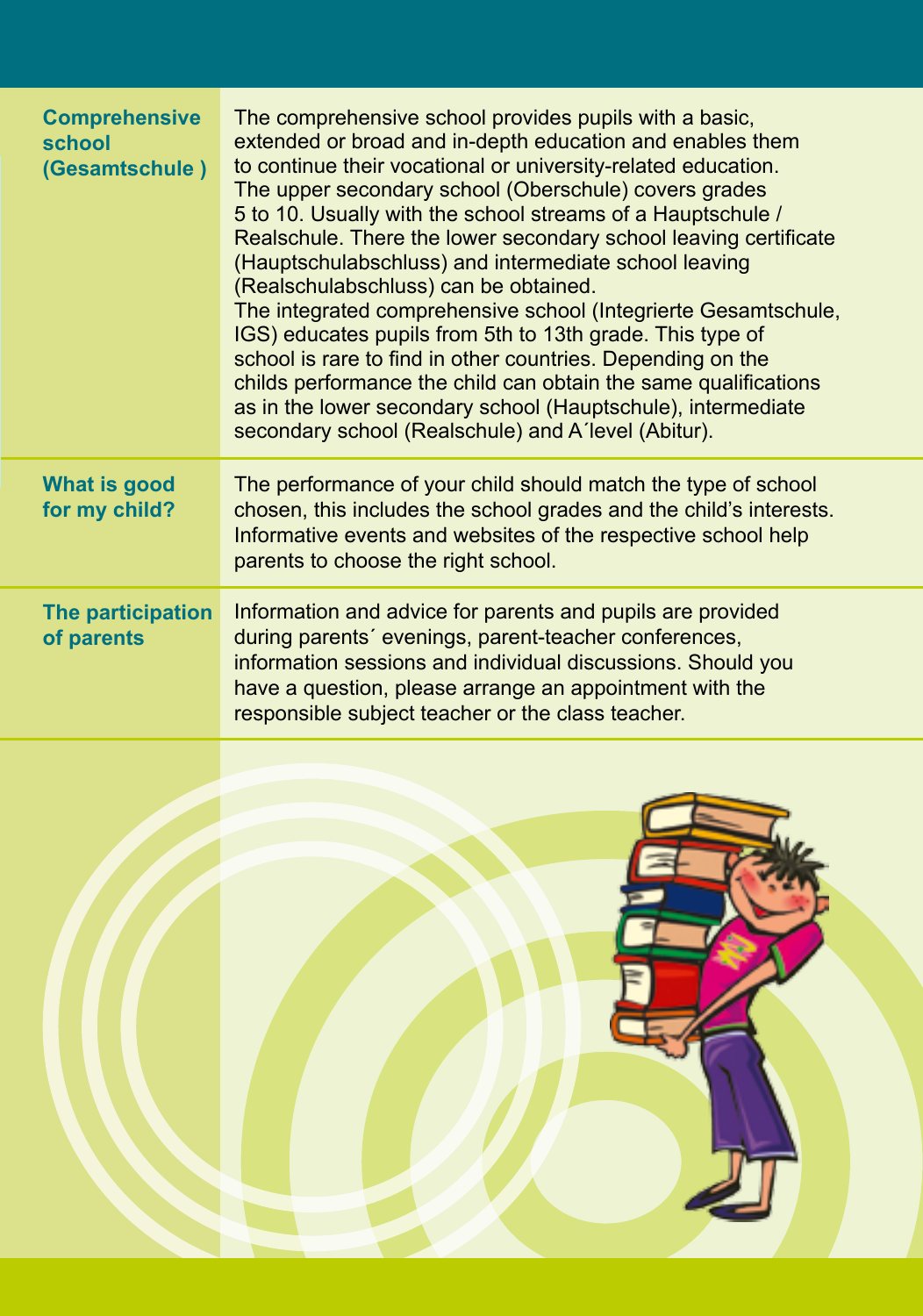## Comprehensive school (Gesamtschule )

The comprehensive school provides pupils with a basic, extended or broad and in-depth education and enables them to continue their vocational or university-related education. The upper secondary school (Oberschule) covers grades 5 to 10. Usually with the school streams of a Hauptschule / Realschule. There the lower secondary school leaving certificate (Hauptschulabschluss) and intermediate school leaving (Realschulabschluss) can be obtained.
The integrated comprehensive school (Integrierte Gesamtschule, IGS) educates pupils from 5th to 13th grade. This type of school is rare to find in other countries. Depending on the childs performance the child can obtain the same qualifications as in the lower secondary school (Hauptschule), intermediate secondary school (Realschule) and A´level (Abitur).

## What is good for my child?

The performance of your child should match the type of school chosen, this includes the school grades and the child's interests. Informative events and websites of the respective school help parents to choose the right school.

## The participation of parents

Information and advice for parents and pupils are provided during parents´ evenings, parent-teacher conferences, information sessions and individual discussions. Should you have a question, please arrange an appointment with the responsible subject teacher or the class teacher.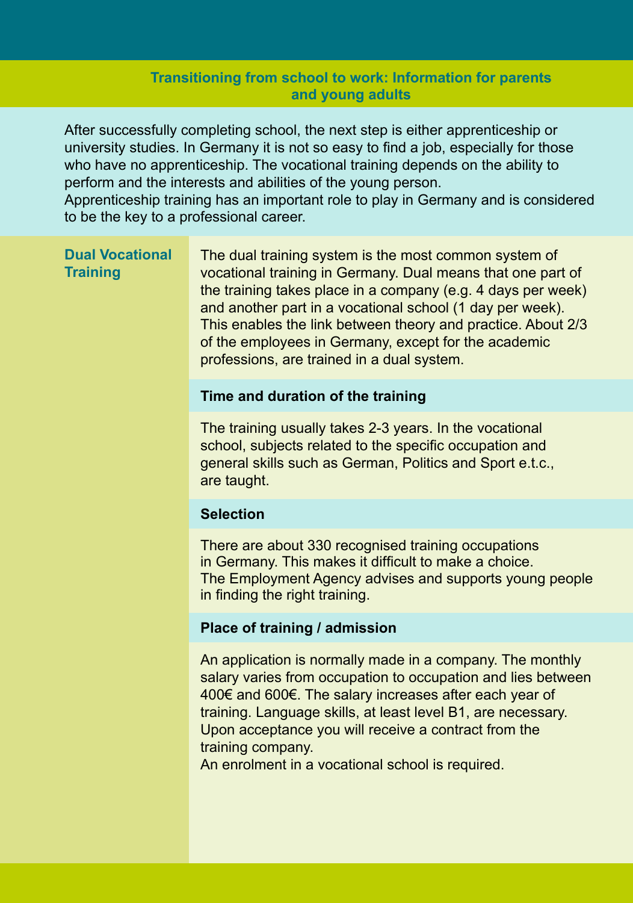## Transitioning from school to work: Information for parents and young adults

After successfully completing school, the next step is either apprenticeship or university studies. In Germany it is not so easy to find a job, especially for those who have no apprenticeship. The vocational training depends on the ability to perform and the interests and abilities of the young person.
Apprenticeship training has an important role to play in Germany and is considered to be the key to a professional career.

### Dual Vocational Training

The dual training system is the most common system of vocational training in Germany. Dual means that one part of the training takes place in a company (e.g. 4 days per week) and another part in a vocational school (1 day per week). This enables the link between theory and practice. About 2/3 of the employees in Germany, except for the academic professions, are trained in a dual system.

#### Time and duration of the training

The training usually takes 2-3 years. In the vocational school, subjects related to the specific occupation and general skills such as German, Politics and Sport e.t.c., are taught.

#### Selection

There are about 330 recognised training occupations in Germany. This makes it difficult to make a choice. The Employment Agency advises and supports young people in finding the right training.

#### Place of training / admission

An application is normally made in a company. The monthly salary varies from occupation to occupation and lies between 400€ and 600€. The salary increases after each year of training. Language skills, at least level B1, are necessary. Upon acceptance you will receive a contract from the training company.
An enrolment in a vocational school is required.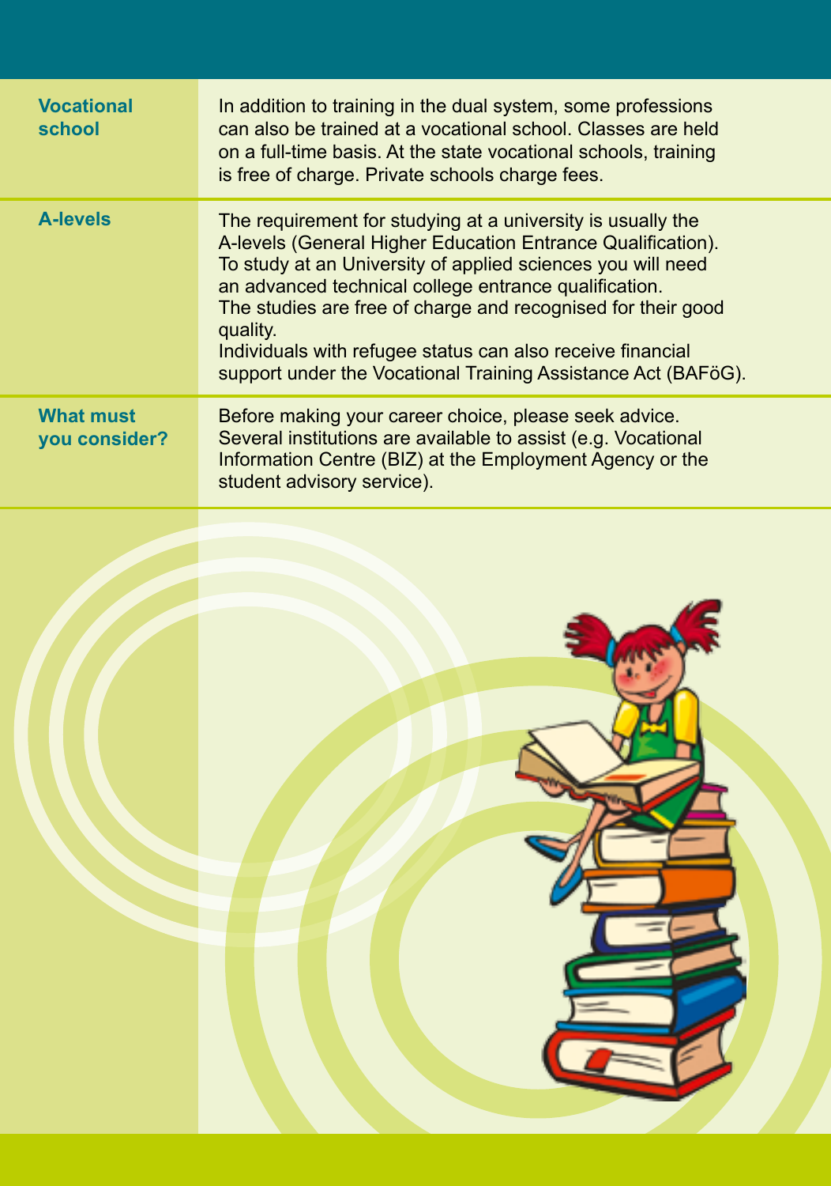| | |
|---|---|
| **Vocational school** | In addition to training in the dual system, some professions can also be trained at a vocational school. Classes are held on a full-time basis. At the state vocational schools, training is free of charge. Private schools charge fees. |
| **A-levels** | The requirement for studying at a university is usually the A-levels (General Higher Education Entrance Qualification). To study at an University of applied sciences you will need an advanced technical college entrance qualification. The studies are free of charge and recognised for their good quality. Individuals with refugee status can also receive financial support under the Vocational Training Assistance Act (BAFöG). |
| **What must you consider?** | Before making your career choice, please seek advice. Several institutions are available to assist (e.g. Vocational Information Centre (BIZ) at the Employment Agency or the student advisory service). |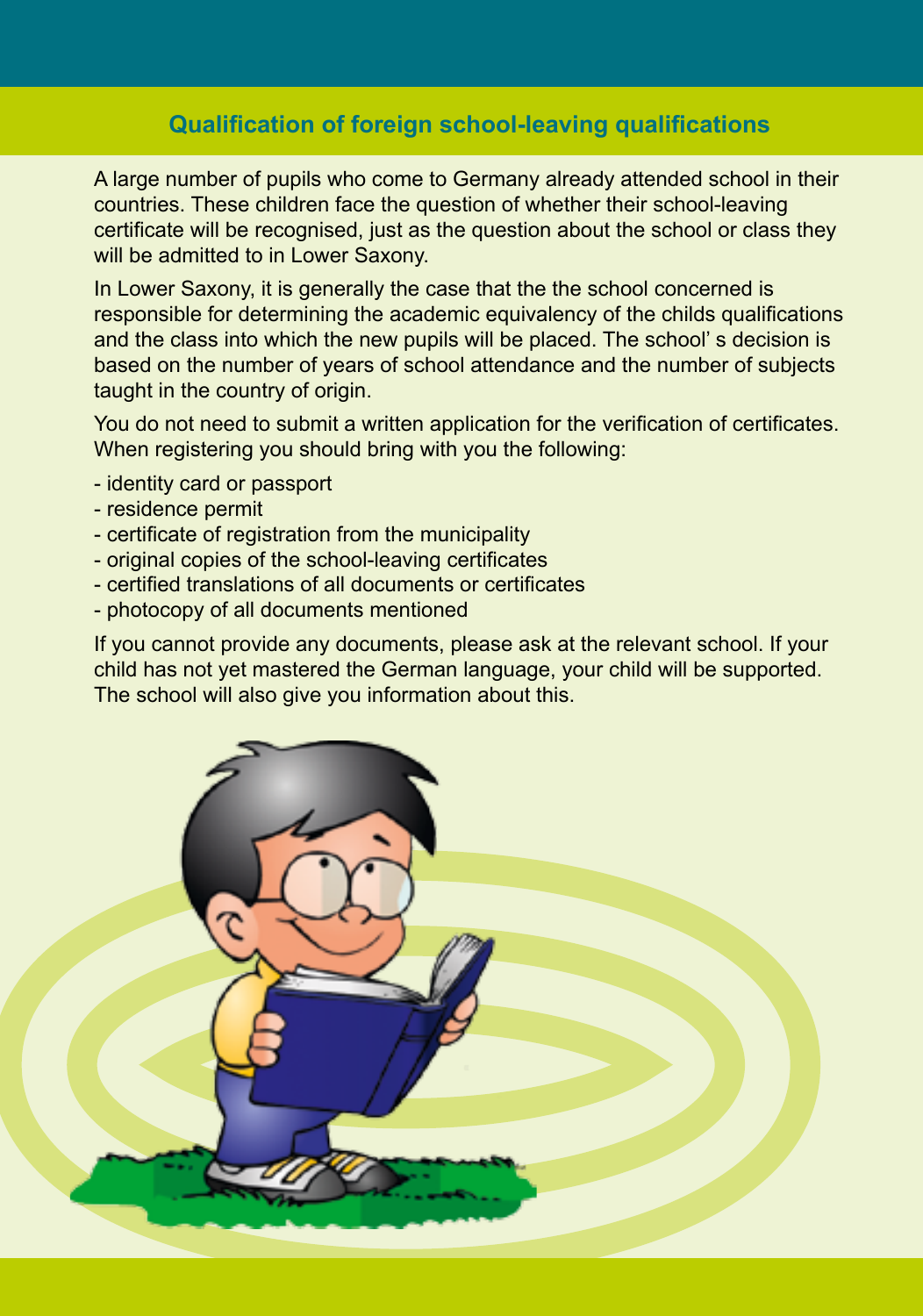## Qualification of foreign school-leaving qualifications

A large number of pupils who come to Germany already attended school in their countries. These children face the question of whether their school-leaving certificate will be recognised, just as the question about the school or class they will be admitted to in Lower Saxony.

In Lower Saxony, it is generally the case that the the school concerned is responsible for determining the academic equivalency of the childs qualifications and the class into which the new pupils will be placed. The school' s decision is based on the number of years of school attendance and the number of subjects taught in the country of origin.

You do not need to submit a written application for the verification of certificates. When registering you should bring with you the following:

- identity card or passport
- residence permit
- certificate of registration from the municipality
- original copies of the school-leaving certificates
- certified translations of all documents or certificates
- photocopy of all documents mentioned

If you cannot provide any documents, please ask at the relevant school. If your child has not yet mastered the German language, your child will be supported. The school will also give you information about this.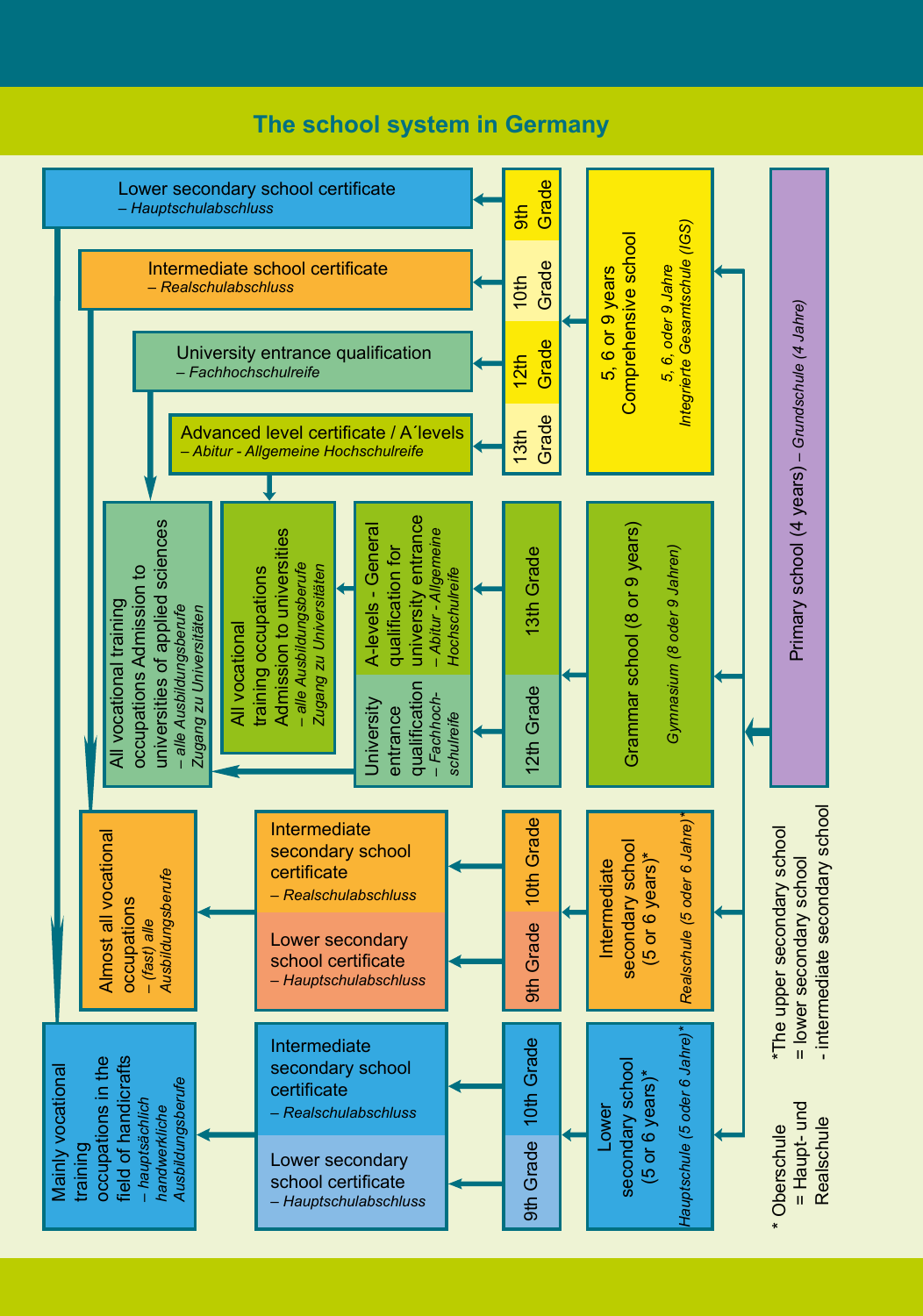# The school system in Germany

**Primary school (4 years)** – *Grundschule (4 Jahre)*

## Lower secondary school (5 or 6 years)*
*Hauptschule (5 oder 6 Jahre)**

- 9th Grade → Lower secondary school certificate – *Hauptschulabschluss*
- 10th Grade → Intermediate secondary school certificate – *Realschulabschluss*

→ Mainly vocational training occupations in the field of handicrafts – *hauptsächlich handwerkliche Ausbildungsberufe*

## Intermediate secondary school (5 or 6 years)*
*Realschule (5 oder 6 Jahre)**

- 9th Grade → Lower secondary school certificate – *Hauptschulabschluss*
- 10th Grade → Intermediate secondary school certificate – *Realschulabschluss*

→ Almost all vocational occupations – *(fast) alle Ausbildungsberufe*

## Grammar school (8 or 9 years)
*Gymnasium (8 oder 9 Jahren)*

- 12th Grade → University entrance qualification – *Fachhochschulreife* → All vocational training occupations Admission to universities of applied sciences – *alle Ausbildungsberufe Zugang zu Universitäten*
- 13th Grade → A-levels - General qualification for university entrance – *Abitur - Allgemeine Hochschulreife* → All vocational training occupations Admission to universities – *alle Ausbildungsberufe Zugang zu Universitäten*

## 5, 6 or 9 years Comprehensive school
*5, 6, oder 9 Jahre Integrierte Gesamtschule (IGS)*

- 9th Grade → Lower secondary school certificate – *Hauptschulabschluss* → Mainly vocational training occupations in the field of handicrafts
- 10th Grade → Intermediate school certificate – *Realschulabschluss* → Almost all vocational occupations
- 12th Grade → University entrance qualification – *Fachhochschulreife* → All vocational training occupations Admission to universities of applied sciences
- 13th Grade → Advanced level certificate / A´levels – *Abitur - Allgemeine Hochschulreife* → All vocational training occupations Admission to universities

\* Oberschule = Haupt- und Realschule

*The upper secondary school = lower secondary school - intermediate secondary school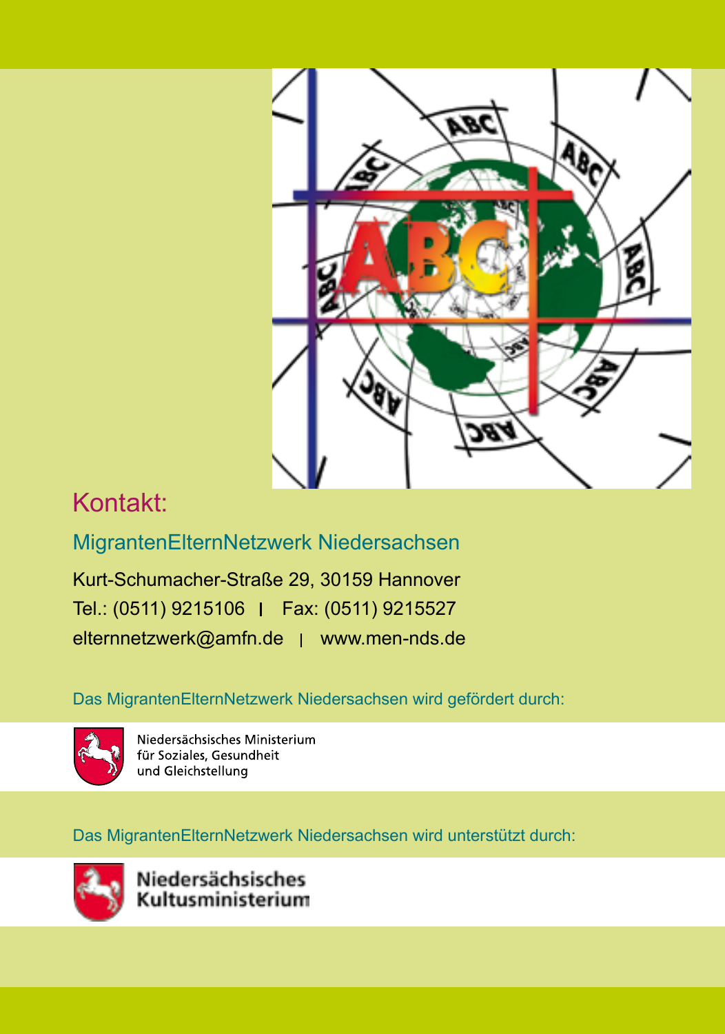## Kontakt:

MigrantenElternNetzwerk Niedersachsen

Kurt-Schumacher-Straße 29, 30159 Hannover
Tel.: (0511) 9215106 | Fax: (0511) 9215527
elternnetzwerk@amfn.de | www.men-nds.de

Das MigrantenElternNetzwerk Niedersachsen wird gefördert durch:

Niedersächsisches Ministerium
für Soziales, Gesundheit
und Gleichstellung

Das MigrantenElternNetzwerk Niedersachsen wird unterstützt durch:

Niedersächsisches
Kultusministerium